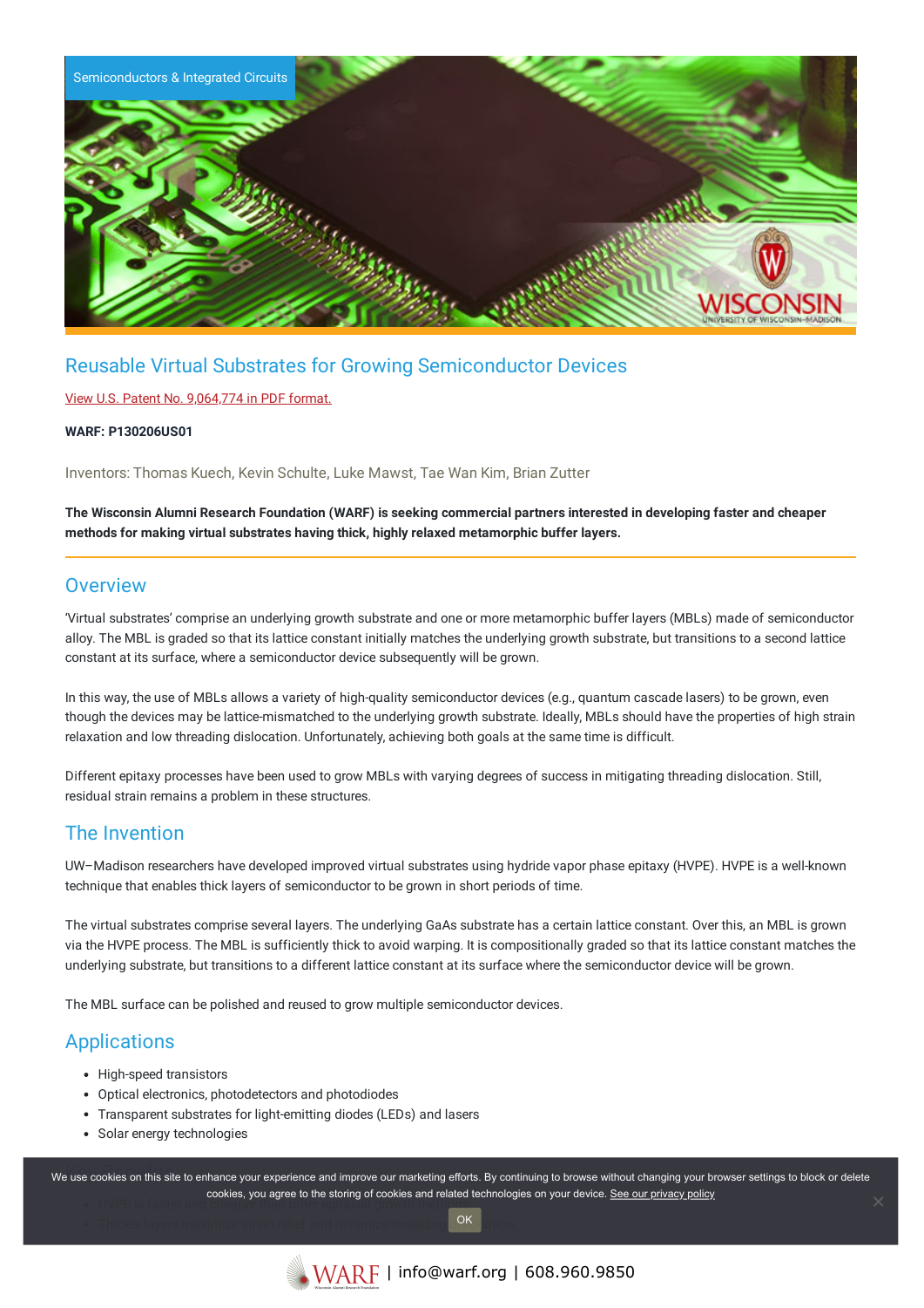Semiconductors & Integrated Circuits

# Reusable Virtual Substrates for Growing Semiconductor Devices

View U.S. Patent No. 9,064,774 in PDF format.

**WARF: P130206US01**

Inventors: Thomas Kuech, Kevin Schulte, Luke Mawst, Tae Wan Kim, Brian Zutter

**The Wisconsin Alumni Research Foundation (WARF) is seeking commercial partners interested in developing faster and cheaper methods for making virtual substrates having thick, highly relaxed metamorphic buffer layers.**

## Overview

'Virtual substrates' comprise an underlying growth substrate and one or more metamorphic buffer layers (MBLs) made of semiconductor alloy. The MBL is graded so that its lattice constant initially matches the underlying growth substrate, but transitions to a second lattice constant at its surface, where a semiconductor device subsequently will be grown.

In this way, the use of MBLs allows a variety of high-quality semiconductor devices (e.g., quantum cascade lasers) to be grown, even though the devices may be lattice-mismatched to the underlying growth substrate. Ideally, MBLs should have the properties of high strain relaxation and low threading dislocation. Unfortunately, achieving both goals at the same time is difficult.

Different epitaxy processes have been used to grow MBLs with varying degrees of success in mitigating threading dislocation. Still, residual strain remains a problem in these structures.

## The Invention

UW–Madison researchers have developed improved virtual substrates using hydride vapor phase epitaxy (HVPE). HVPE is a well-known technique that enables thick layers of semiconductor to be grown in short periods of time.

The virtual substrates comprise several layers. The underlying GaAs substrate has a certain lattice constant. Over this, an MBL is grown via the HVPE process. The MBL is sufficiently thick to avoid warping. It is compositionally graded so that its lattice constant matches the underlying substrate, but transitions to a different lattice constant at its surface where the semiconductor device will be grown.

The MBL surface can be polished and reused to grow multiple semiconductor devices.

## Applications

- High-speed transistors
- Optical electronics, photodetectors and photodiodes
- Transparent substrates for light-emitting diodes (LEDs) and lasers
- Solar energy technologies

We use cookies on this site to enhance your experience and improve our marketing efforts. By continuing to browse without changing your browser settings to block or delete cookies, you agree to the storing of cookies and related technologies on your device. See our privacy policy

OK

WARF | info@warf.org | 608.960.9850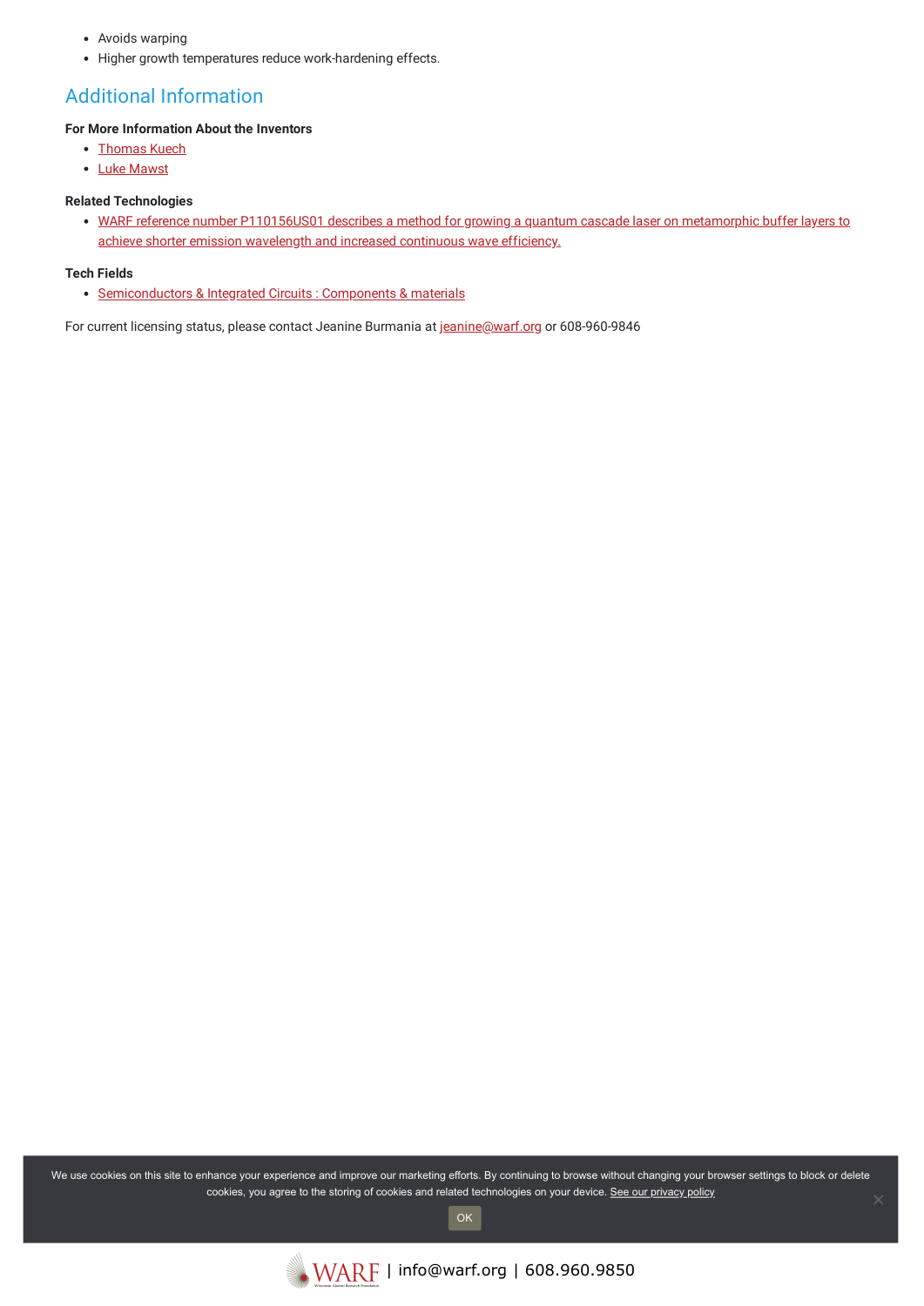- Avoids warping
- Higher growth temperatures reduce work-hardening effects.

## Additional Information

**For More Information About the Inventors**

- Thomas Kuech
- Luke Mawst

**Related Technologies**

- WARF reference number P110156US01 describes a method for growing a quantum cascade laser on metamorphic buffer layers to achieve shorter emission wavelength and increased continuous wave efficiency.

**Tech Fields**

- Semiconductors & Integrated Circuits : Components & materials

For current licensing status, please contact Jeanine Burmania at jeanine@warf.org or 608-960-9846